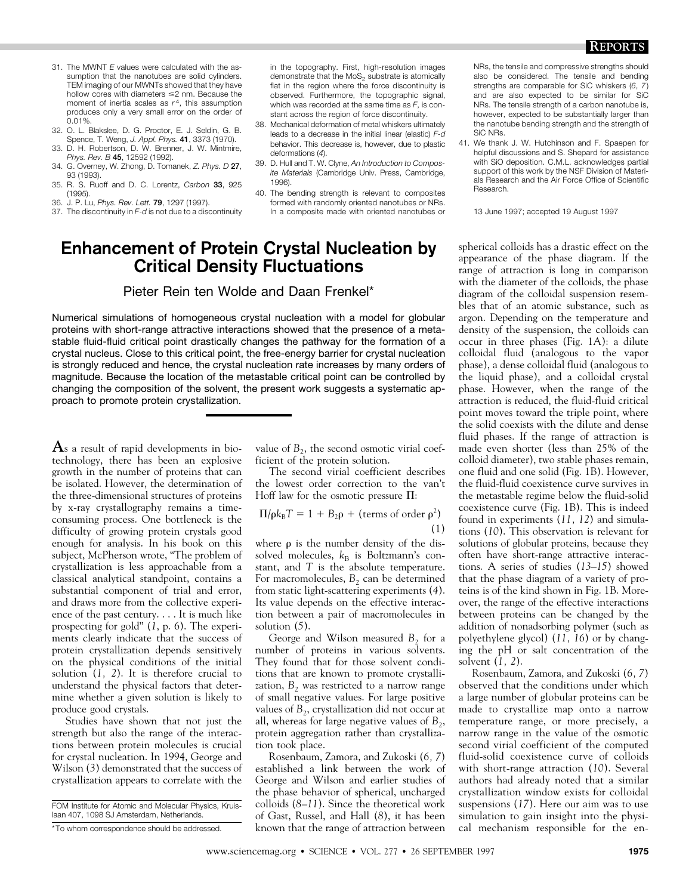31. The MWNT $E$ values were calculated with the assumption that the nanotubes are solid cylinders. TEM imaging of our MWNTs showed that they have hollow cores with diameters ≤2 nm. Because the moment of inertia scales as $r^4$, this assumption produces only a very small error on the order of 0.01%.
32. O. L. Blakslee, D. G. Proctor, E. J. Seldin, G. B. Spence, T. Weng, *J. Appl. Phys.* **41**, 3373 (1970).
33. D. H. Robertson, D. W. Brenner, J. W. Mintmire, *Phys. Rev. B* **45**, 12592 (1992).
34. G. Overney, W. Zhong, D. Tomanek, *Z. Phys. D* **27**, 93 (1993).
35. R. S. Ruoff and D. C. Lorentz, *Carbon* **33**, 925 (1995).
36. J. P. Lu, *Phys. Rev. Lett.* **79**, 1297 (1997).
37. The discontinuity in $F$-$d$ is not due to a discontinuity in the topography. First, high-resolution images demonstrate that the $MoS_2$ substrate is atomically flat in the region where the force discontinuity is observed. Furthermore, the topographic signal, which was recorded at the same time as $F$, is constant across the region of force discontinuity.
38. Mechanical deformation of metal whiskers ultimately leads to a decrease in the initial linear (elastic) $F$-$d$ behavior. This decrease is, however, due to plastic deformations (4).
39. D. Hull and T. W. Clyne, *An Introduction to Composite Materials* (Cambridge Univ. Press, Cambridge, 1996).
40. The bending strength is relevant to composites formed with randomly oriented nanotubes or NRs. In a composite made with oriented nanotubes or NRs, the tensile and compressive strengths should also be considered. The tensile and bending strengths are comparable for SiC whiskers (6, 7) and are also expected to be similar for SiC NRs. The tensile strength of a carbon nanotube is, however, expected to be substantially larger than the nanotube bending strength and the strength of SiC NRs.
41. We thank J. W. Hutchinson and F. Spaepen for helpful discussions and S. Shepard for assistance with SiO deposition. C.M.L. acknowledges partial support of this work by the NSF Division of Materials Research and the Air Force Office of Scientific Research.

13 June 1997; accepted 19 August 1997

# Enhancement of Protein Crystal Nucleation by Critical Density Fluctuations

Pieter Rein ten Wolde and Daan Frenkel*

**Numerical simulations of homogeneous crystal nucleation with a model for globular proteins with short-range attractive interactions showed that the presence of a metastable fluid-fluid critical point drastically changes the pathway for the formation of a crystal nucleus. Close to this critical point, the free-energy barrier for crystal nucleation is strongly reduced and hence, the crystal nucleation rate increases by many orders of magnitude. Because the location of the metastable critical point can be controlled by changing the composition of the solvent, the present work suggests a systematic approach to promote protein crystallization.**

As a result of rapid developments in biotechnology, there has been an explosive growth in the number of proteins that can be isolated. However, the determination of the three-dimensional structures of proteins by x-ray crystallography remains a time-consuming process. One bottleneck is the difficulty of growing protein crystals good enough for analysis. In his book on this subject, McPherson wrote, "The problem of crystallization is less approachable from a classical analytical standpoint, contains a substantial component of trial and error, and draws more from the collective experience of the past century. . . . It is much like prospecting for gold" (1, p. 6). The experiments clearly indicate that the success of protein crystallization depends sensitively on the physical conditions of the initial solution (1, 2). It is therefore crucial to understand the physical factors that determine whether a given solution is likely to produce good crystals.

Studies have shown that not just the strength but also the range of the interactions between protein molecules is crucial for crystal nucleation. In 1994, George and Wilson (3) demonstrated that the success of crystallization appears to correlate with the value of $B_2$, the second osmotic virial coefficient of the protein solution.

The second virial coefficient describes the lowest order correction to the van't Hoff law for the osmotic pressure $\Pi$:

$$\Pi/\rho k_B T = 1 + B_2\rho + (\text{terms of order } \rho^2) \qquad (1)$$

where $\rho$ is the number density of the dissolved molecules, $k_B$ is Boltzmann's constant, and $T$ is the absolute temperature. For macromolecules, $B_2$ can be determined from static light-scattering experiments (4). Its value depends on the effective interaction between a pair of macromolecules in solution (5).

George and Wilson measured $B_2$ for a number of proteins in various solvents. They found that for those solvent conditions that are known to promote crystallization, $B_2$ was restricted to a narrow range of small negative values. For large positive values of $B_2$, crystallization did not occur at all, whereas for large negative values of $B_2$, protein aggregation rather than crystallization took place.

Rosenbaum, Zamora, and Zukoski (6, 7) established a link between the work of George and Wilson and earlier studies of the phase behavior of spherical, uncharged colloids (8–11). Since the theoretical work of Gast, Russel, and Hall (8), it has been known that the range of attraction between spherical colloids has a drastic effect on the appearance of the phase diagram. If the range of attraction is long in comparison with the diameter of the colloids, the phase diagram of the colloidal suspension resembles that of an atomic substance, such as argon. Depending on the temperature and density of the suspension, the colloids can occur in three phases (Fig. 1A): a dilute colloidal fluid (analogous to the vapor phase), a dense colloidal fluid (analogous to the liquid phase), and a colloidal crystal phase. However, when the range of the attraction is reduced, the fluid-fluid critical point moves toward the triple point, where the solid coexists with the dilute and dense fluid phases. If the range of attraction is made even shorter (less than 25% of the colloid diameter), two stable phases remain, one fluid and one solid (Fig. 1B). However, the fluid-fluid coexistence curve survives in the metastable regime below the fluid-solid coexistence curve (Fig. 1B). This is indeed found in experiments (11, 12) and simulations (10). This observation is relevant for solutions of globular proteins, because they often have short-range attractive interactions. A series of studies (13–15) showed that the phase diagram of a variety of proteins is of the kind shown in Fig. 1B. Moreover, the range of the effective interactions between proteins can be changed by the addition of nonadsorbing polymer (such as polyethylene glycol) (11, 16) or by changing the pH or salt concentration of the solvent (1, 2).

Rosenbaum, Zamora, and Zukoski (6, 7) observed that the conditions under which a large number of globular proteins can be made to crystallize map onto a narrow temperature range, or more precisely, a narrow range in the value of the osmotic second virial coefficient of the computed fluid-solid coexistence curve of colloids with short-range attraction (10). Several authors had already noted that a similar crystallization window exists for colloidal suspensions (17). Here our aim was to use simulation to gain insight into the physical mechanism responsible for the en-

FOM Institute for Atomic and Molecular Physics, Kruislaan 407, 1098 SJ Amsterdam, Netherlands.

*To whom correspondence should be addressed.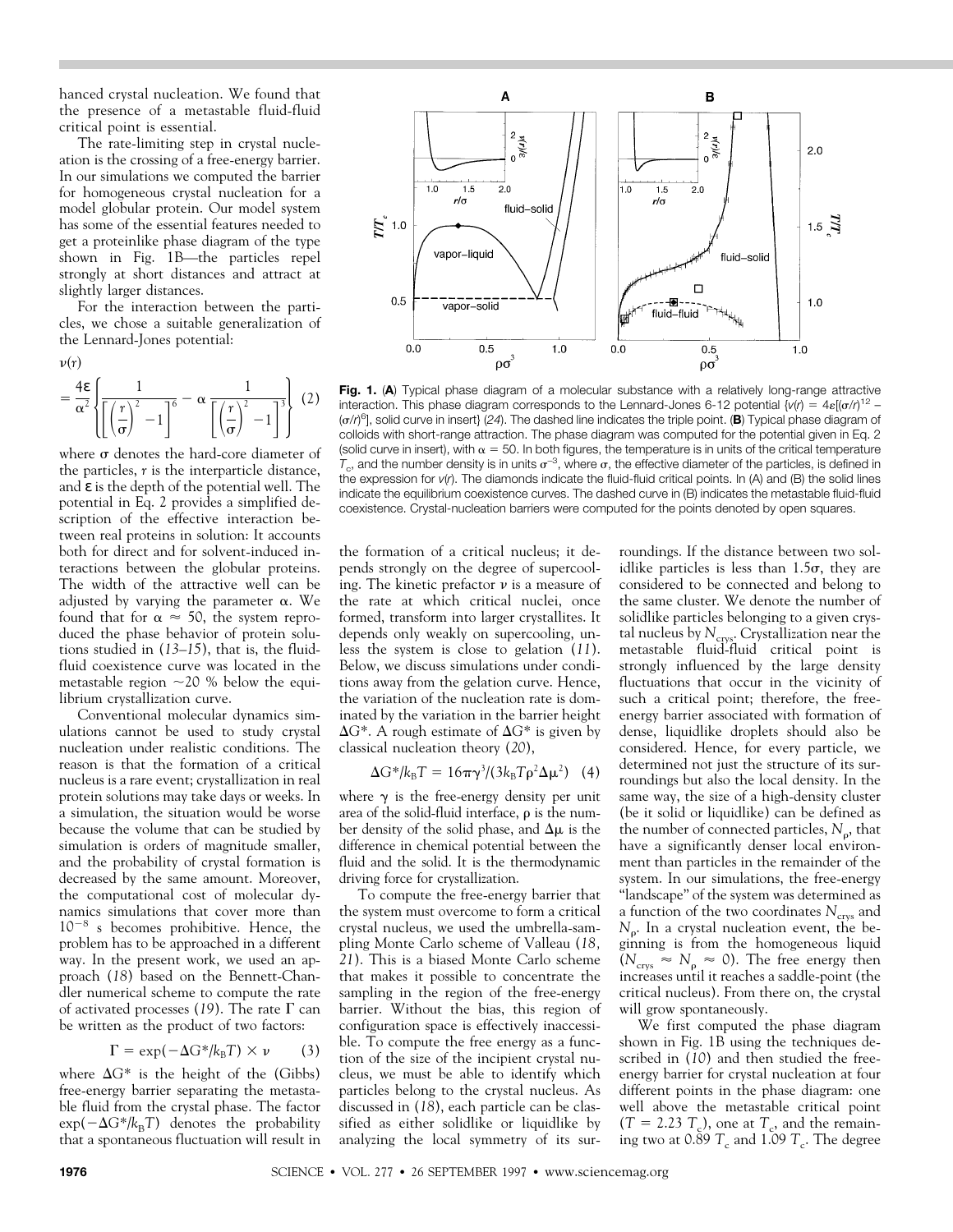hanced crystal nucleation. We found that the presence of a metastable fluid-fluid critical point is essential.

The rate-limiting step in crystal nucleation is the crossing of a free-energy barrier. In our simulations we computed the barrier for homogeneous crystal nucleation for a model globular protein. Our model system has some of the essential features needed to get a proteinlike phase diagram of the type shown in Fig. 1B—the particles repel strongly at short distances and attract at slightly larger distances.

For the interaction between the particles, we chose a suitable generalization of the Lennard-Jones potential:

$$v(r) = \frac{4\varepsilon}{\alpha^2}\left\{\frac{1}{\left[\left(\frac{r}{\sigma}\right)^2 - 1\right]^6} - \alpha\frac{1}{\left[\left(\frac{r}{\sigma}\right)^2 - 1\right]^3}\right\} \quad (2)$$

where $\sigma$ denotes the hard-core diameter of the particles, $r$ is the interparticle distance, and $\varepsilon$ is the depth of the potential well. The potential in Eq. 2 provides a simplified description of the effective interaction between real proteins in solution: It accounts both for direct and for solvent-induced interactions between the globular proteins. The width of the attractive well can be adjusted by varying the parameter $\alpha$. We found that for $\alpha \approx 50$, the system reproduced the phase behavior of protein solutions studied in (13–15), that is, the fluid-fluid coexistence curve was located in the metastable region ~20 % below the equilibrium crystallization curve.

Conventional molecular dynamics simulations cannot be used to study crystal nucleation under realistic conditions. The reason is that the formation of a critical nucleus is a rare event; crystallization in real protein solutions may take days or weeks. In a simulation, the situation would be worse because the volume that can be studied by simulation is orders of magnitude smaller, and the probability of crystal formation is decreased by the same amount. Moreover, the computational cost of molecular dynamics simulations that cover more than $10^{-8}$ s becomes prohibitive. Hence, the problem has to be approached in a different way. In the present work, we used an approach (18) based on the Bennett-Chandler numerical scheme to compute the rate of activated processes (19). The rate $\Gamma$ can be written as the product of two factors:

$$\Gamma = \exp(-\Delta G^*/k_BT) \times \nu \quad (3)$$

where $\Delta G^*$ is the height of the (Gibbs) free-energy barrier separating the metastable fluid from the crystal phase. The factor $\exp(-\Delta G^*/k_BT)$ denotes the probability that a spontaneous fluctuation will result in the formation of a critical nucleus; it depends strongly on the degree of supercooling. The kinetic prefactor $\nu$ is a measure of the rate at which critical nuclei, once formed, transform into larger crystallites. It depends only weakly on supercooling, unless the system is close to gelation (11). Below, we discuss simulations under conditions away from the gelation curve. Hence, the variation of the nucleation rate is dominated by the variation in the barrier height $\Delta G^*$. A rough estimate of $\Delta G^*$ is given by classical nucleation theory (20),

$$\Delta G^*/k_BT = 16\pi\gamma^3/(3k_BT\rho^2\Delta\mu^2) \quad (4)$$

where $\gamma$ is the free-energy density per unit area of the solid-fluid interface, $\rho$ is the number density of the solid phase, and $\Delta\mu$ is the difference in chemical potential between the fluid and the solid. It is the thermodynamic driving force for crystallization.

To compute the free-energy barrier that the system must overcome to form a critical crystal nucleus, we used the umbrella-sampling Monte Carlo scheme of Valleau (18, 21). This is a biased Monte Carlo scheme that makes it possible to concentrate the sampling in the region of the free-energy barrier. Without the bias, this region of configuration space is effectively inaccessible. To compute the free energy as a function of the size of the incipient crystal nucleus, we must be able to identify which particles belong to the crystal nucleus. As discussed in (18), each particle can be classified as either solidlike or liquidlike by analyzing the local symmetry of its surroundings. If the distance between two solidlike particles is less than $1.5\sigma$, they are considered to be connected and belong to the same cluster. We denote the number of solidlike particles belonging to a given crystal nucleus by $N_{crys}$. Crystallization near the metastable fluid-fluid critical point is strongly influenced by the large density fluctuations that occur in the vicinity of such a critical point; therefore, the free-energy barrier associated with formation of dense, liquidlike droplets should also be considered. Hence, for every particle, we determined not just the structure of its surroundings but also the local density. In the same way, the size of a high-density cluster (be it solid or liquidlike) can be defined as the number of connected particles, $N_\rho$, that have a significantly denser local environment than particles in the remainder of the system. In our simulations, the free-energy "landscape" of the system was determined as a function of the two coordinates $N_{crys}$ and $N_\rho$. In a crystal nucleation event, the beginning is from the homogeneous liquid ($N_{crys} \approx N_\rho \approx 0$). The free energy then increases until it reaches a saddle-point (the critical nucleus). From there on, the crystal will grow spontaneously.

We first computed the phase diagram shown in Fig. 1B using the techniques described in (10) and then studied the free-energy barrier for crystal nucleation at four different points in the phase diagram: one well above the metastable critical point ($T = 2.23\ T_c$), one at $T_c$, and the remaining two at $0.89\ T_c$ and $1.09\ T_c$. The degree

**Fig. 1.** (**A**) Typical phase diagram of a molecular substance with a relatively long-range attractive interaction. This phase diagram corresponds to the Lennard-Jones 6-12 potential $\{v(r) = 4\varepsilon[(\sigma/r)^{12} - (\sigma/r)^6]$, solid curve in insert$\}$ (24). The dashed line indicates the triple point. (**B**) Typical phase diagram of colloids with short-range attraction. The phase diagram was computed for the potential given in Eq. 2 (solid curve in insert), with $\alpha = 50$. In both figures, the temperature is in units of the critical temperature $T_c$, and the number density is in units $\sigma^{-3}$, where $\sigma$, the effective diameter of the particles, is defined in the expression for $v(r)$. The diamonds indicate the fluid-fluid critical points. In (A) and (B) the solid lines indicate the equilibrium coexistence curves. The dashed curve in (B) indicates the metastable fluid-fluid coexistence. Crystal-nucleation barriers were computed for the points denoted by open squares.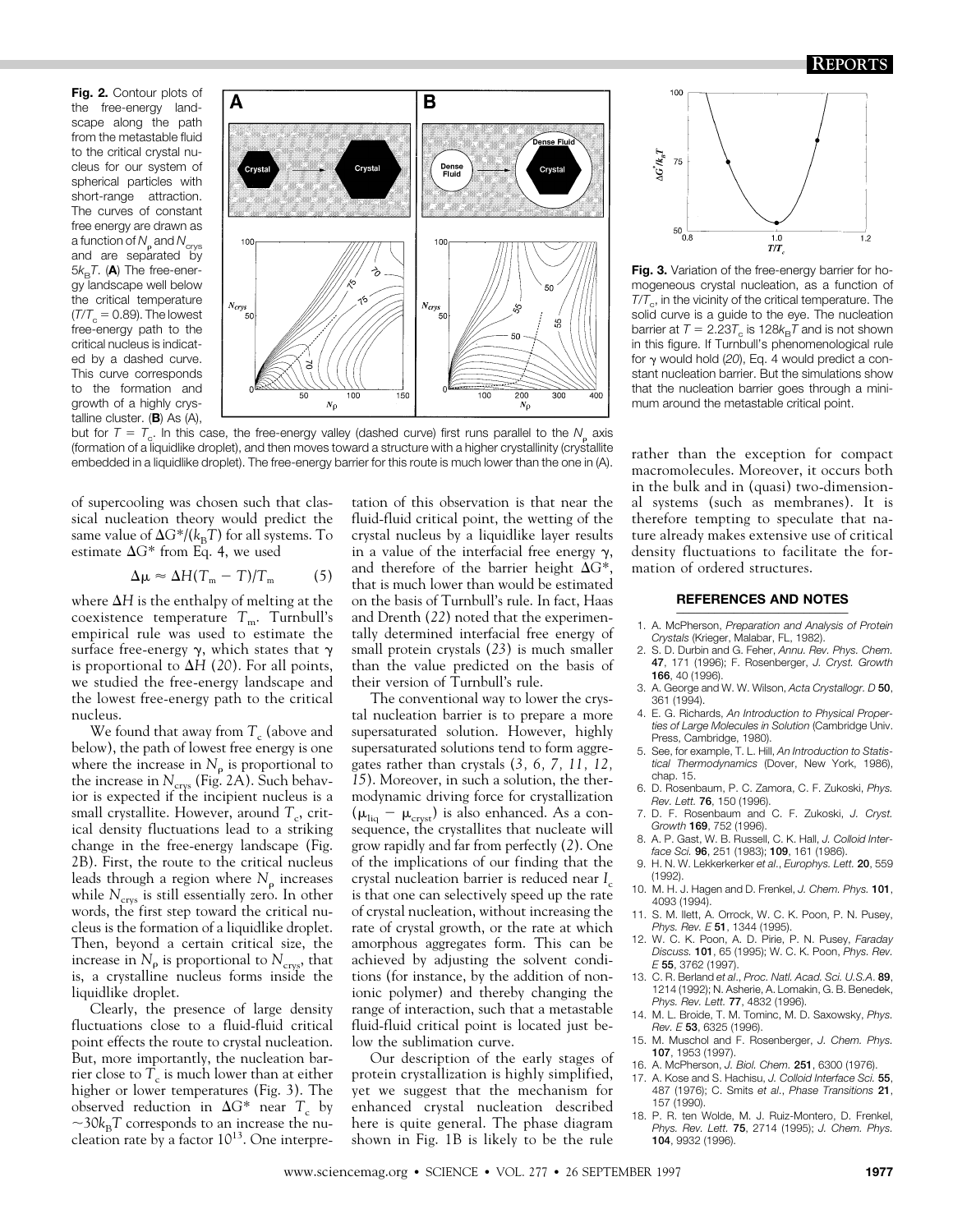**Fig. 2.** Contour plots of the free-energy landscape along the path from the metastable fluid to the critical crystal nucleus for our system of spherical particles with short-range attraction. The curves of constant free energy are drawn as a function of $N_\rho$ and $N_{crys}$ and are separated by $5k_BT$. (**A**) The free-energy landscape well below the critical temperature ($T/T_c = 0.89$). The lowest free-energy path to the critical nucleus is indicated by a dashed curve. This curve corresponds to the formation and growth of a highly crystalline cluster. (**B**) As (A), but for $T = T_c$. In this case, the free-energy valley (dashed curve) first runs parallel to the $N_\rho$ axis (formation of a liquidlike droplet), and then moves toward a structure with a higher crystallinity (crystallite embedded in a liquidlike droplet). The free-energy barrier for this route is much lower than the one in (A).

**Fig. 3.** Variation of the free-energy barrier for homogeneous crystal nucleation, as a function of $T/T_c$, in the vicinity of the critical temperature. The solid curve is a guide to the eye. The nucleation barrier at $T = 2.23T_c$ is $128k_BT$ and is not shown in this figure. If Turnbull's phenomenological rule for $\gamma$ would hold (*20*), Eq. 4 would predict a constant nucleation barrier. But the simulations show that the nucleation barrier goes through a minimum around the metastable critical point.

of supercooling was chosen such that classical nucleation theory would predict the same value of $\Delta G^*/(k_BT)$ for all systems. To estimate $\Delta G^*$ from Eq. 4, we used

$$\Delta\mu \approx \Delta H(T_m - T)/T_m \qquad (5)$$

where $\Delta H$ is the enthalpy of melting at the coexistence temperature $T_m$. Turnbull's empirical rule was used to estimate the surface free-energy $\gamma$, which states that $\gamma$ is proportional to $\Delta H$ (*20*). For all points, we studied the free-energy landscape and the lowest free-energy path to the critical nucleus.

We found that away from $T_c$ (above and below), the path of lowest free energy is one where the increase in $N_\rho$ is proportional to the increase in $N_{crys}$ (Fig. 2A). Such behavior is expected if the incipient nucleus is a small crystallite. However, around $T_c$, critical density fluctuations lead to a striking change in the free-energy landscape (Fig. 2B). First, the route to the critical nucleus leads through a region where $N_\rho$ increases while $N_{crys}$ is still essentially zero. In other words, the first step toward the critical nucleus is the formation of a liquidlike droplet. Then, beyond a certain critical size, the increase in $N_\rho$ is proportional to $N_{crys}$, that is, a crystalline nucleus forms inside the liquidlike droplet.

Clearly, the presence of large density fluctuations close to a fluid-fluid critical point effects the route to crystal nucleation. But, more importantly, the nucleation barrier close to $T_c$ is much lower than at either higher or lower temperatures (Fig. 3). The observed reduction in $\Delta G^*$ near $T_c$ by $\sim 30k_BT$ corresponds to an increase the nucleation rate by a factor $10^{13}$. One interpretation of this observation is that near the fluid-fluid critical point, the wetting of the critical nucleus by a liquidlike layer results in a value of the interfacial free energy $\gamma$, and therefore of the barrier height $\Delta G^*$, that is much lower than would be estimated on the basis of Turnbull's rule. In fact, Haas and Drenth (*22*) noted that the experimentally determined interfacial free energy of small protein crystals (*23*) is much smaller than the value predicted on the basis of their version of Turnbull's rule.

The conventional way to lower the crystal nucleation barrier is to prepare a more supersaturated solution. However, highly supersaturated solutions tend to form aggregates rather than crystals (*3, 6, 7, 11, 12, 15*). Moreover, in such a solution, the thermodynamic driving force for crystallization ($\mu_{liq} - \mu_{cryst}$) is also enhanced. As a consequence, the crystallites that nucleate will grow rapidly and far from perfectly (*2*). One of the implications of our finding that the crystal nucleation barrier is reduced near $T_c$ is that one can selectively speed up the rate of crystal nucleation, without increasing the rate of crystal growth, or the rate at which amorphous aggregates form. This can be achieved by adjusting the solvent conditions (for instance, by the addition of nonionic polymer) and thereby changing the range of interaction, such that a metastable fluid-fluid critical point is located just below the sublimation curve.

Our description of the early stages of protein crystallization is highly simplified, yet we suggest that the mechanism for enhanced crystal nucleation described here is quite general. The phase diagram shown in Fig. 1B is likely to be the rule rather than the exception for compact macromolecules. Moreover, it occurs both in the bulk and in (quasi) two-dimensional systems (such as membranes). It is therefore tempting to speculate that nature already makes extensive use of critical density fluctuations to facilitate the formation of ordered structures.

## REFERENCES AND NOTES

1. A. McPherson, *Preparation and Analysis of Protein Crystals* (Krieger, Malabar, FL, 1982).
2. S. D. Durbin and G. Feher, *Annu. Rev. Phys. Chem.* **47**, 171 (1996); F. Rosenberger, *J. Cryst. Growth* **166**, 40 (1996).
3. A. George and W. W. Wilson, *Acta Crystallogr. D* **50**, 361 (1994).
4. E. G. Richards, *An Introduction to Physical Properties of Large Molecules in Solution* (Cambridge Univ. Press, Cambridge, 1980).
5. See, for example, T. L. Hill, *An Introduction to Statistical Thermodynamics* (Dover, New York, 1986), chap. 15.
6. D. Rosenbaum, P. C. Zamora, C. F. Zukoski, *Phys. Rev. Lett.* **76**, 150 (1996).
7. D. F. Rosenbaum and C. F. Zukoski, *J. Cryst. Growth* **169**, 752 (1996).
8. A. P. Gast, W. B. Russell, C. K. Hall, *J. Colloid Interface Sci.* **96**, 251 (1983); **109**, 161 (1986).
9. H. N. W. Lekkerkerker *et al*., *Europhys. Lett.* **20**, 559 (1992).
10. M. H. J. Hagen and D. Frenkel, *J. Chem. Phys.* **101**, 4093 (1994).
11. S. M. Ilett, A. Orrock, W. C. K. Poon, P. N. Pusey, *Phys. Rev. E* **51**, 1344 (1995).
12. W. C. K. Poon, A. D. Pirie, P. N. Pusey, *Faraday Discuss.* **101**, 65 (1995); W. C. K. Poon, *Phys. Rev. E* **55**, 3762 (1997).
13. C. R. Berland *et al*., *Proc. Natl. Acad. Sci. U.S.A.* **89**, 1214 (1992); N. Asherie, A. Lomakin, G. B. Benedek, *Phys. Rev. Lett.* **77**, 4832 (1996).
14. M. L. Broide, T. M. Tominc, M. D. Saxowsky, *Phys. Rev. E* **53**, 6325 (1996).
15. M. Muschol and F. Rosenberger, *J. Chem. Phys.* **107**, 1953 (1997).
16. A. McPherson, *J. Biol. Chem.* **251**, 6300 (1976).
17. A. Kose and S. Hachisu, *J. Colloid Interface Sci.* **55**, 487 (1976); C. Smits *et al*., *Phase Transitions* **21**, 157 (1990).
18. P. R. ten Wolde, M. J. Ruiz-Montero, D. Frenkel, *Phys. Rev. Lett.* **75**, 2714 (1995); *J. Chem. Phys.* **104**, 9932 (1996).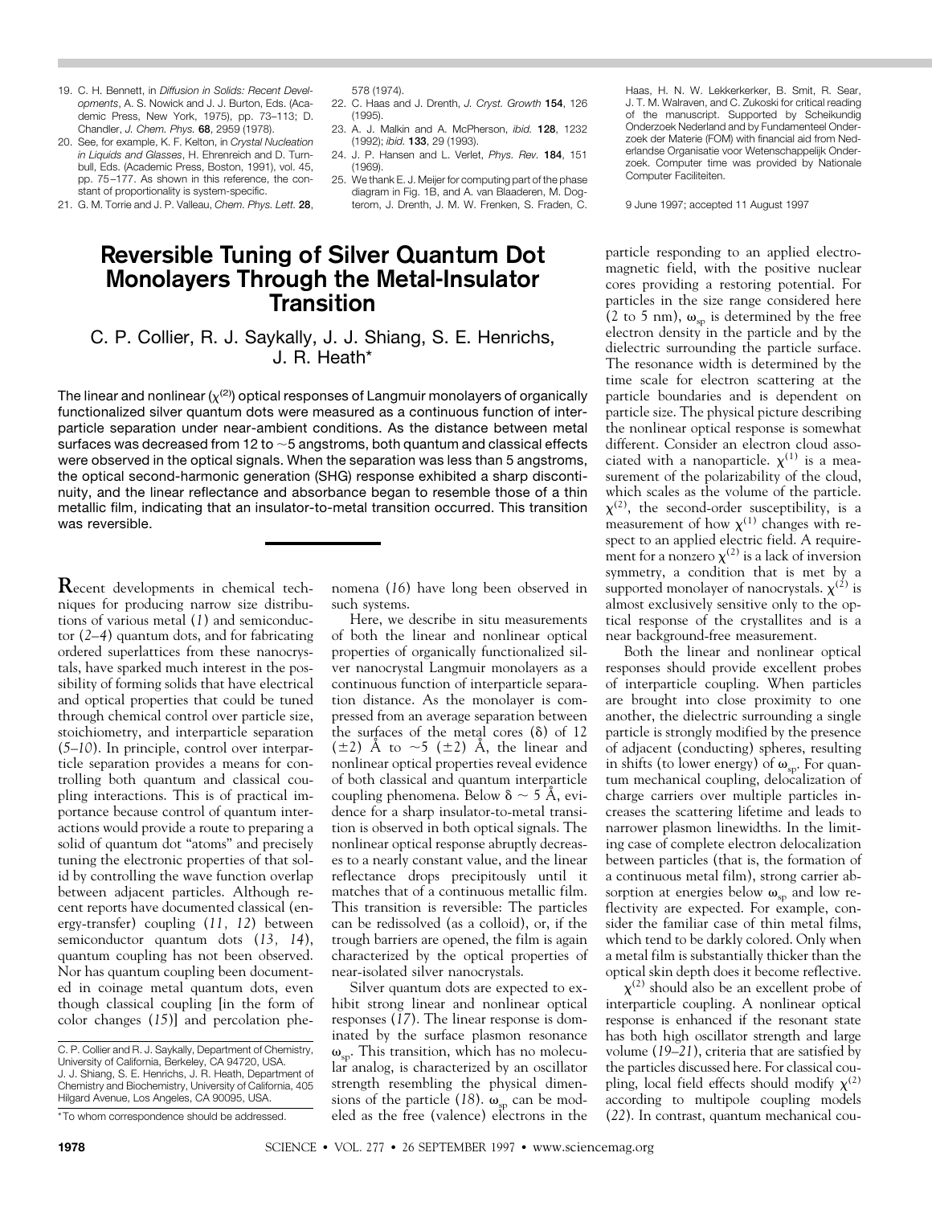19. C. H. Bennett, in *Diffusion in Solids: Recent Developments*, A. S. Nowick and J. J. Burton, Eds. (Academic Press, New York, 1975), pp. 73–113; D. Chandler, *J. Chem. Phys.* **68**, 2959 (1978).
20. See, for example, K. F. Kelton, in *Crystal Nucleation in Liquids and Glasses*, H. Ehrenreich and D. Turnbull, Eds. (Academic Press, Boston, 1991), vol. 45, pp. 75–177. As shown in this reference, the constant of proportionality is system-specific.
21. G. M. Torrie and J. P. Valleau, *Chem. Phys. Lett.* **28**, 578 (1974).
22. C. Haas and J. Drenth, *J. Cryst. Growth* **154**, 126 (1995).
23. A. J. Malkin and A. McPherson, *ibid.* **128**, 1232 (1992); *ibid.* **133**, 29 (1993).
24. J. P. Hansen and L. Verlet, *Phys. Rev.* **184**, 151 (1969).
25. We thank E. J. Meijer for computing part of the phase diagram in Fig. 1B, and A. van Blaaderen, M. Dogterom, J. Drenth, J. M. W. Frenken, S. Fraden, C. Haas, H. N. W. Lekkerkerker, B. Smit, R. Sear, J. T. M. Walraven, and C. Zukoski for critical reading of the manuscript. Supported by Scheikundig Onderzoek Nederland and by Fundamenteel Onderzoek der Materie (FOM) with financial aid from Nederlandse Organisatie voor Wetenschappelijk Onderzoek. Computer time was provided by Nationale Computer Faciliteiten.

9 June 1997; accepted 11 August 1997

# Reversible Tuning of Silver Quantum Dot Monolayers Through the Metal-Insulator Transition

C. P. Collier, R. J. Saykally, J. J. Shiang, S. E. Henrichs, J. R. Heath*

**The linear and nonlinear ($\chi^{(2)}$) optical responses of Langmuir monolayers of organically functionalized silver quantum dots were measured as a continuous function of interparticle separation under near-ambient conditions. As the distance between metal surfaces was decreased from 12 to ~5 angstroms, both quantum and classical effects were observed in the optical signals. When the separation was less than 5 angstroms, the optical second-harmonic generation (SHG) response exhibited a sharp discontinuity, and the linear reflectance and absorbance began to resemble those of a thin metallic film, indicating that an insulator-to-metal transition occurred. This transition was reversible.**

Recent developments in chemical techniques for producing narrow size distributions of various metal (*1*) and semiconductor (*2–4*) quantum dots, and for fabricating ordered superlattices from these nanocrystals, have sparked much interest in the possibility of forming solids that have electrical and optical properties that could be tuned through chemical control over particle size, stoichiometry, and interparticle separation (*5–10*). In principle, control over interparticle separation provides a means for controlling both quantum and classical coupling interactions. This is of practical importance because control of quantum interactions would provide a route to preparing a solid of quantum dot "atoms" and precisely tuning the electronic properties of that solid by controlling the wave function overlap between adjacent particles. Although recent reports have documented classical (energy-transfer) coupling (*11, 12*) between semiconductor quantum dots (*13, 14*), quantum coupling has not been observed. Nor has quantum coupling been documented in coinage metal quantum dots, even though classical coupling [in the form of color changes (*15*)] and percolation phenomena (*16*) have long been observed in such systems.

Here, we describe in situ measurements of both the linear and nonlinear optical properties of organically functionalized silver nanocrystal Langmuir monolayers as a continuous function of interparticle separation distance. As the monolayer is compressed from an average separation between the surfaces of the metal cores ($\delta$) of 12 ($\pm$2) Å to ~5 ($\pm$2) Å, the linear and nonlinear optical properties reveal evidence of both classical and quantum interparticle coupling phenomena. Below $\delta \sim 5$ Å, evidence for a sharp insulator-to-metal transition is observed in both optical signals. The nonlinear optical response abruptly decreases to a nearly constant value, and the linear reflectance drops precipitously until it matches that of a continuous metallic film. This transition is reversible: The particles can be redissolved (as a colloid), or, if the trough barriers are opened, the film is again characterized by the optical properties of near-isolated silver nanocrystals.

Silver quantum dots are expected to exhibit strong linear and nonlinear optical responses (*17*). The linear response is dominated by the surface plasmon resonance $\omega_{sp}$. This transition, which has no molecular analog, is characterized by an oscillator strength resembling the physical dimensions of the particle (*18*). $\omega_{sp}$ can be modeled as the free (valence) electrons in the particle responding to an applied electromagnetic field, with the positive nuclear cores providing a restoring potential. For particles in the size range considered here (2 to 5 nm), $\omega_{sp}$ is determined by the free electron density in the particle and by the dielectric surrounding the particle surface. The resonance width is determined by the time scale for electron scattering at the particle boundaries and is dependent on particle size. The physical picture describing the nonlinear optical response is somewhat different. Consider an electron cloud associated with a nanoparticle. $\chi^{(1)}$ is a measurement of the polarizability of the cloud, which scales as the volume of the particle. $\chi^{(2)}$, the second-order susceptibility, is a measurement of how $\chi^{(1)}$ changes with respect to an applied electric field. A requirement for a nonzero $\chi^{(2)}$ is a lack of inversion symmetry, a condition that is met by a supported monolayer of nanocrystals. $\chi^{(2)}$ is almost exclusively sensitive only to the optical response of the crystallites and is a near background-free measurement.

Both the linear and nonlinear optical responses should provide excellent probes of interparticle coupling. When particles are brought into close proximity to one another, the dielectric surrounding a single particle is strongly modified by the presence of adjacent (conducting) spheres, resulting in shifts (to lower energy) of $\omega_{sp}$. For quantum mechanical coupling, delocalization of charge carriers over multiple particles increases the scattering lifetime and leads to narrower plasmon linewidths. In the limiting case of complete electron delocalization between particles (that is, the formation of a continuous metal film), strong carrier absorption at energies below $\omega_{sp}$ and low reflectivity are expected. For example, consider the familiar case of thin metal films, which tend to be darkly colored. Only when a metal film is substantially thicker than the optical skin depth does it become reflective.

$\chi^{(2)}$ should also be an excellent probe of interparticle coupling. A nonlinear optical response is enhanced if the resonant state has both high oscillator strength and large volume (*19–21*), criteria that are satisfied by the particles discussed here. For classical coupling, local field effects should modify $\chi^{(2)}$ according to multipole coupling models (*22*). In contrast, quantum mechanical cou-

C. P. Collier and R. J. Saykally, Department of Chemistry, University of California, Berkeley, CA 94720, USA.
J. J. Shiang, S. E. Henrichs, J. R. Heath, Department of Chemistry and Biochemistry, University of California, 405 Hilgard Avenue, Los Angeles, CA 90095, USA.

*To whom correspondence should be addressed.